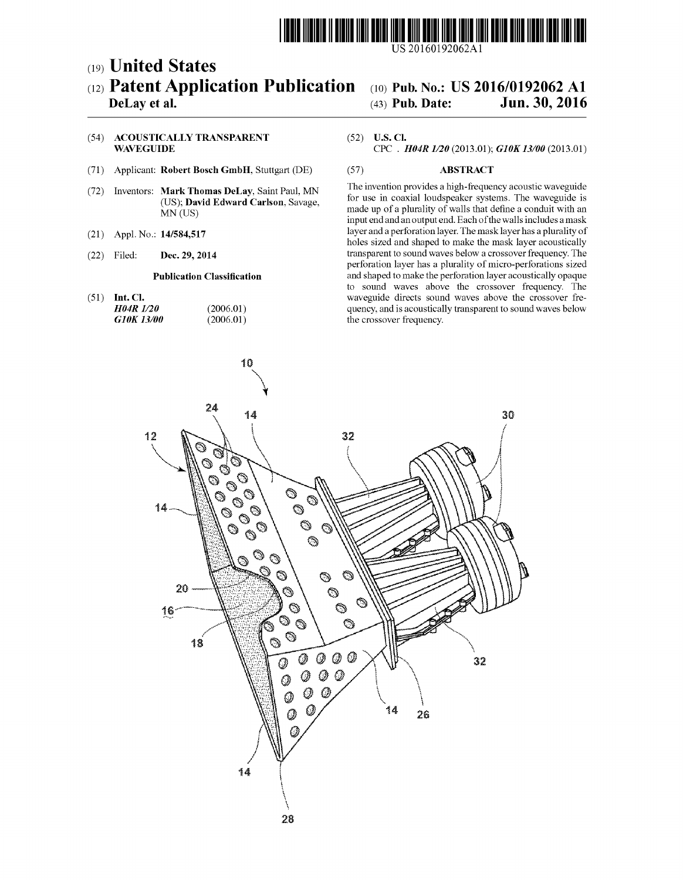US 20160192062A1

(19) **United States**

(12) **Patent Application Publication** (10) **Pub. No.: US 2016/0192062 A1**

**DeLay et al.** (43) **Pub. Date: Jun. 30, 2016**

(54) **ACOUSTICALLY TRANSPARENT WAVEGUIDE**

(71) Applicant: **Robert Bosch GmbH**, Stuttgart (DE)

(72) Inventors: **Mark Thomas DeLay**, Saint Paul, MN (US); **David Edward Carlson**, Savage, MN (US)

(21) Appl. No.: **14/584,517**

(22) Filed: **Dec. 29, 2014**

**Publication Classification**

(51) **Int. Cl.**
*H04R 1/20* (2006.01)
*G10K 13/00* (2006.01)

(52) **U.S. Cl.**
CPC . *H04R 1/20* (2013.01); *G10K 13/00* (2013.01)

(57) **ABSTRACT**

The invention provides a high-frequency acoustic waveguide for use in coaxial loudspeaker systems. The waveguide is made up of a plurality of walls that define a conduit with an input end and an output end. Each of the walls includes a mask layer and a perforation layer. The mask layer has a plurality of holes sized and shaped to make the mask layer acoustically transparent to sound waves below a crossover frequency. The perforation layer has a plurality of micro-perforations sized and shaped to make the perforation layer acoustically opaque to sound waves above the crossover frequency. The waveguide directs sound waves above the crossover frequency, and is acoustically transparent to sound waves below the crossover frequency.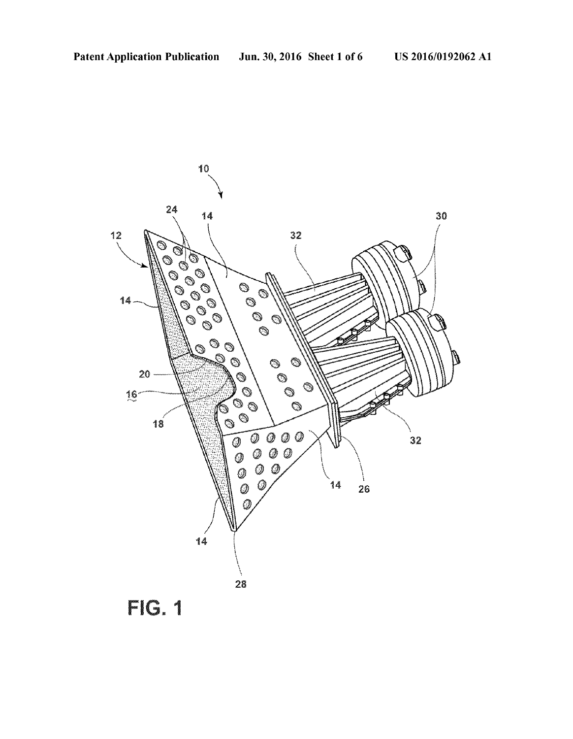FIG. 1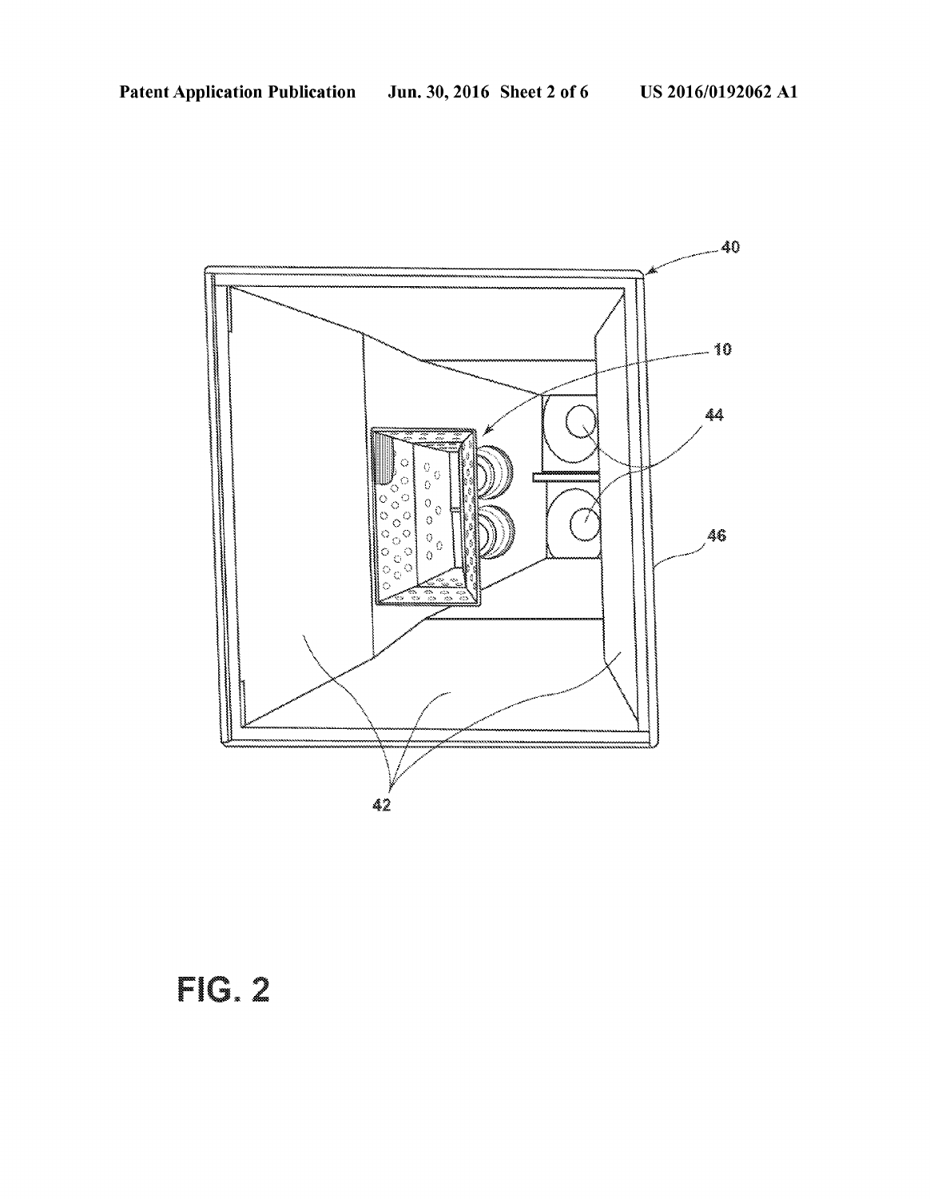FIG. 2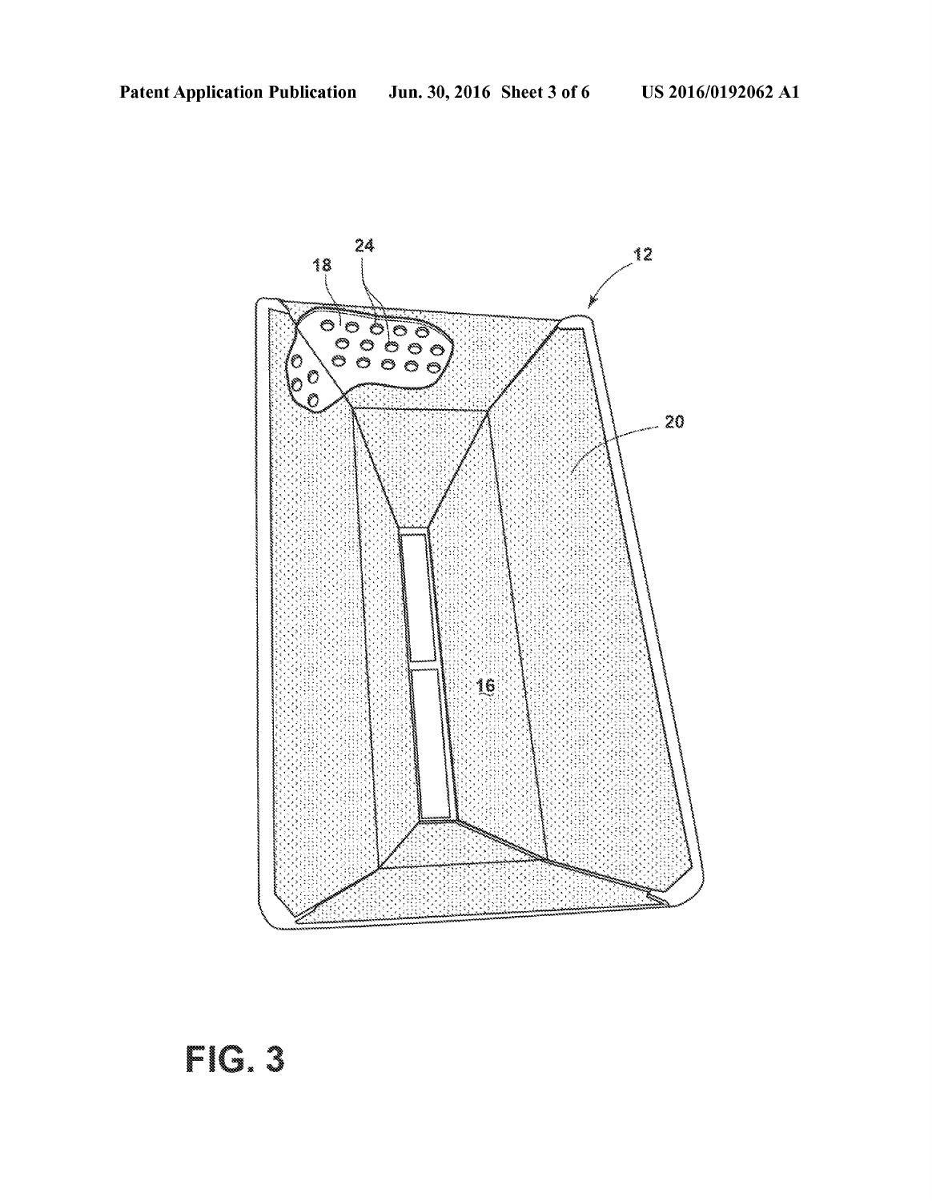FIG. 3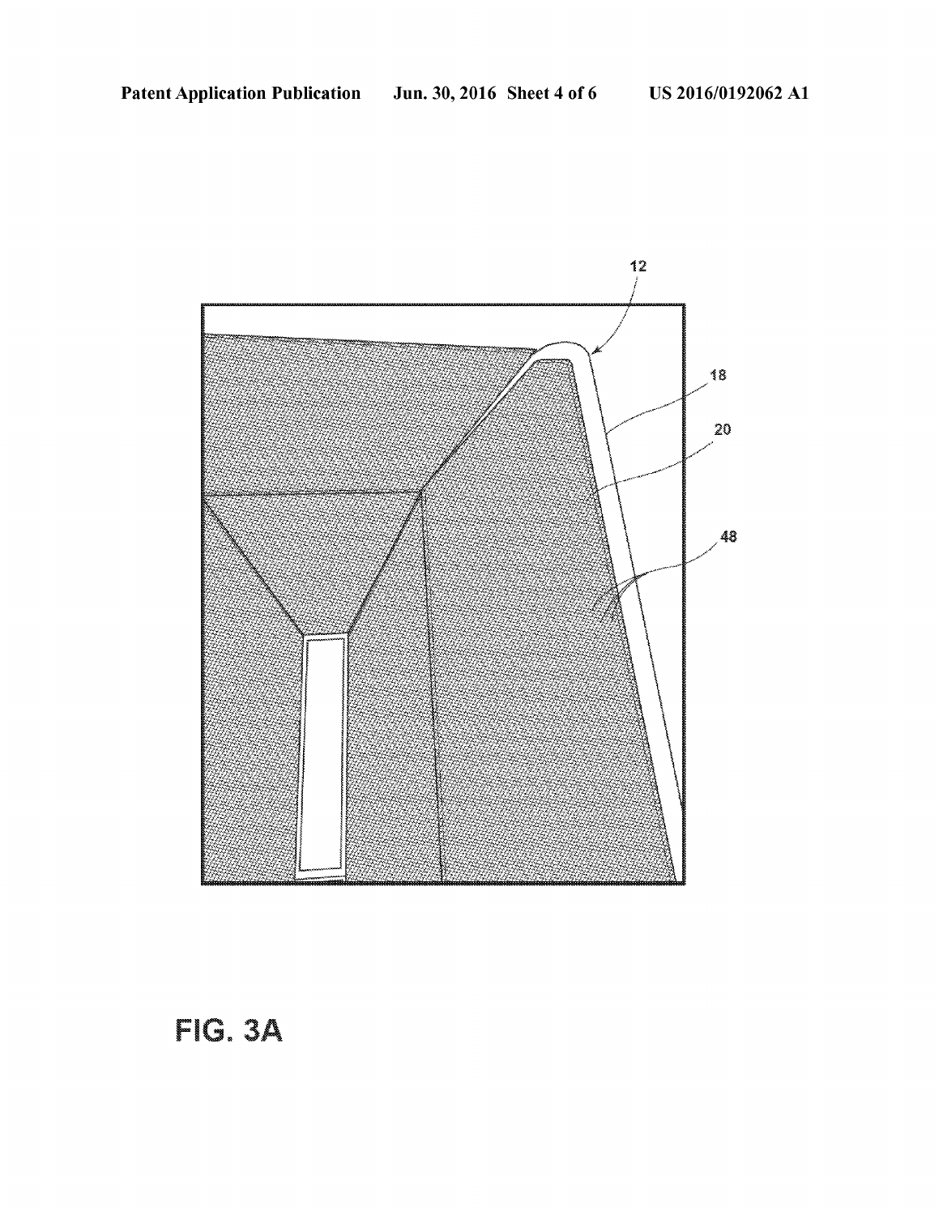12

18

20

48

FIG. 3A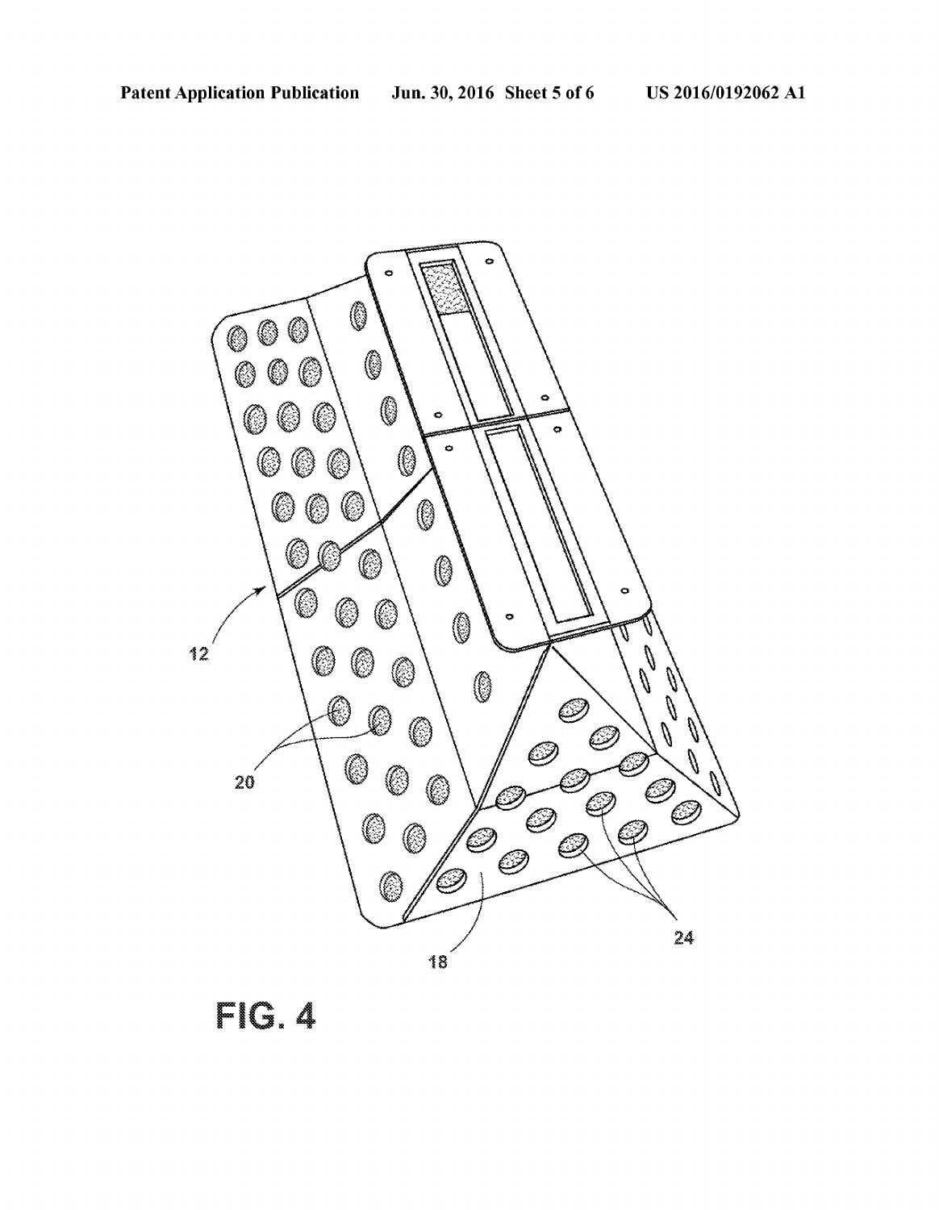FIG. 4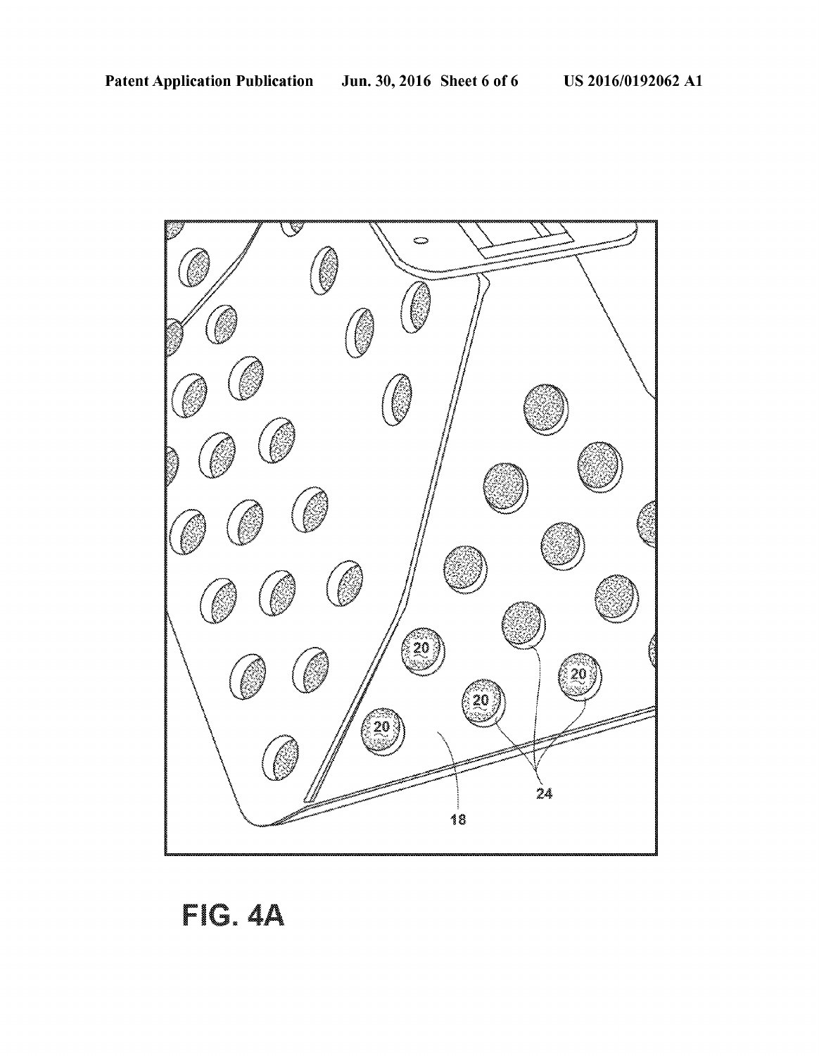FIG. 4A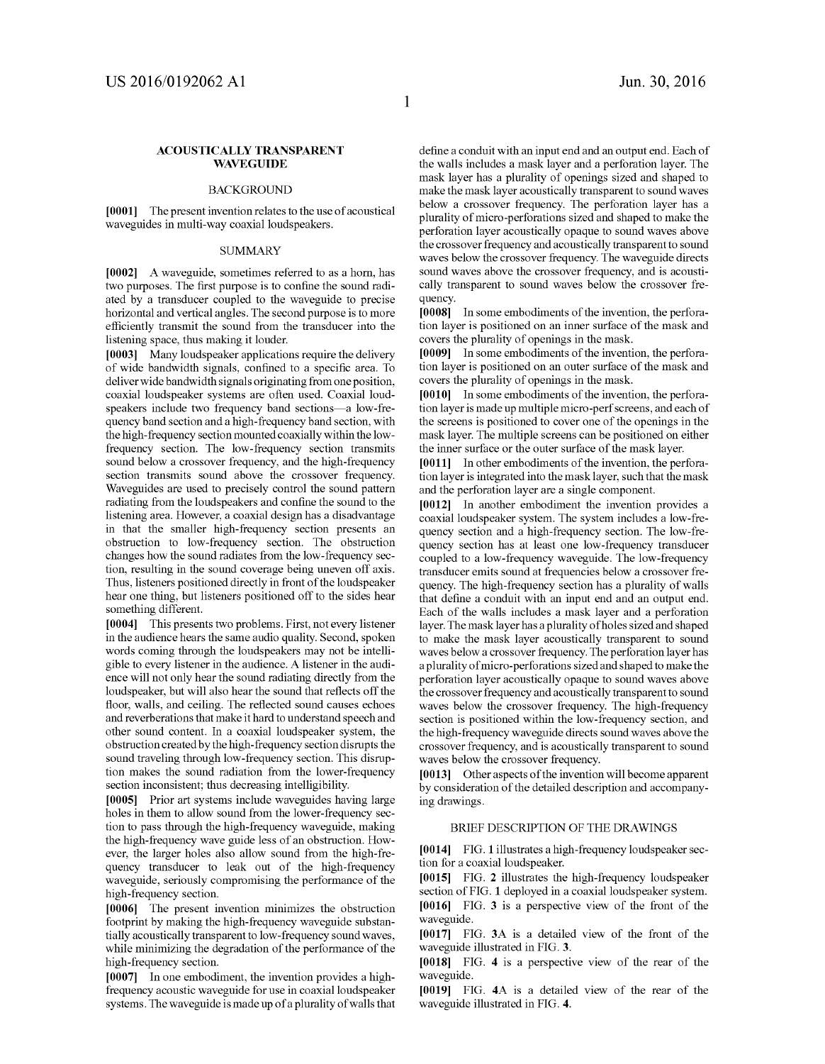# ACOUSTICALLY TRANSPARENT WAVEGUIDE

## BACKGROUND

**[0001]** The present invention relates to the use of acoustical waveguides in multi-way coaxial loudspeakers.

## SUMMARY

**[0002]** A waveguide, sometimes referred to as a horn, has two purposes. The first purpose is to confine the sound radiated by a transducer coupled to the waveguide to precise horizontal and vertical angles. The second purpose is to more efficiently transmit the sound from the transducer into the listening space, thus making it louder.

**[0003]** Many loudspeaker applications require the delivery of wide bandwidth signals, confined to a specific area. To deliver wide bandwidth signals originating from one position, coaxial loudspeaker systems are often used. Coaxial loudspeakers include two frequency band sections—a low-frequency band section and a high-frequency band section, with the high-frequency section mounted coaxially within the low-frequency section. The low-frequency section transmits sound below a crossover frequency, and the high-frequency section transmits sound above the crossover frequency. Waveguides are used to precisely control the sound pattern radiating from the loudspeakers and confine the sound to the listening area. However, a coaxial design has a disadvantage in that the smaller high-frequency section presents an obstruction to low-frequency section. The obstruction changes how the sound radiates from the low-frequency section, resulting in the sound coverage being uneven off axis. Thus, listeners positioned directly in front of the loudspeaker hear one thing, but listeners positioned off to the sides hear something different.

**[0004]** This presents two problems. First, not every listener in the audience hears the same audio quality. Second, spoken words coming through the loudspeakers may not be intelligible to every listener in the audience. A listener in the audience will not only hear the sound radiating directly from the loudspeaker, but will also hear the sound that reflects off the floor, walls, and ceiling. The reflected sound causes echoes and reverberations that make it hard to understand speech and other sound content. In a coaxial loudspeaker system, the obstruction created by the high-frequency section disrupts the sound traveling through low-frequency section. This disruption makes the sound radiation from the lower-frequency section inconsistent; thus decreasing intelligibility.

**[0005]** Prior art systems include waveguides having large holes in them to allow sound from the lower-frequency section to pass through the high-frequency waveguide, making the high-frequency wave guide less of an obstruction. However, the larger holes also allow sound from the high-frequency transducer to leak out of the high-frequency waveguide, seriously compromising the performance of the high-frequency section.

**[0006]** The present invention minimizes the obstruction footprint by making the high-frequency waveguide substantially acoustically transparent to low-frequency sound waves, while minimizing the degradation of the performance of the high-frequency section.

**[0007]** In one embodiment, the invention provides a high-frequency acoustic waveguide for use in coaxial loudspeaker systems. The waveguide is made up of a plurality of walls that define a conduit with an input end and an output end. Each of the walls includes a mask layer and a perforation layer. The mask layer has a plurality of openings sized and shaped to make the mask layer acoustically transparent to sound waves below a crossover frequency. The perforation layer has a plurality of micro-perforations sized and shaped to make the perforation layer acoustically opaque to sound waves above the crossover frequency and acoustically transparent to sound waves below the crossover frequency. The waveguide directs sound waves above the crossover frequency, and is acoustically transparent to sound waves below the crossover frequency.

**[0008]** In some embodiments of the invention, the perforation layer is positioned on an inner surface of the mask and covers the plurality of openings in the mask.

**[0009]** In some embodiments of the invention, the perforation layer is positioned on an outer surface of the mask and covers the plurality of openings in the mask.

**[0010]** In some embodiments of the invention, the perforation layer is made up multiple micro-perf screens, and each of the screens is positioned to cover one of the openings in the mask layer. The multiple screens can be positioned on either the inner surface or the outer surface of the mask layer.

**[0011]** In other embodiments of the invention, the perforation layer is integrated into the mask layer, such that the mask and the perforation layer are a single component.

**[0012]** In another embodiment the invention provides a coaxial loudspeaker system. The system includes a low-frequency section and a high-frequency section. The low-frequency section has at least one low-frequency transducer coupled to a low-frequency waveguide. The low-frequency transducer emits sound at frequencies below a crossover frequency. The high-frequency section has a plurality of walls that define a conduit with an input end and an output end. Each of the walls includes a mask layer and a perforation layer. The mask layer has a plurality of holes sized and shaped to make the mask layer acoustically transparent to sound waves below a crossover frequency. The perforation layer has a plurality of micro-perforations sized and shaped to make the perforation layer acoustically opaque to sound waves above the crossover frequency and acoustically transparent to sound waves below the crossover frequency. The high-frequency section is positioned within the low-frequency section, and the high-frequency waveguide directs sound waves above the crossover frequency, and is acoustically transparent to sound waves below the crossover frequency.

**[0013]** Other aspects of the invention will become apparent by consideration of the detailed description and accompanying drawings.

## BRIEF DESCRIPTION OF THE DRAWINGS

**[0014]** FIG. **1** illustrates a high-frequency loudspeaker section for a coaxial loudspeaker.

**[0015]** FIG. **2** illustrates the high-frequency loudspeaker section of FIG. **1** deployed in a coaxial loudspeaker system.

**[0016]** FIG. **3** is a perspective view of the front of the waveguide.

**[0017]** FIG. **3A** is a detailed view of the front of the waveguide illustrated in FIG. **3**.

**[0018]** FIG. **4** is a perspective view of the rear of the waveguide.

**[0019]** FIG. **4A** is a detailed view of the rear of the waveguide illustrated in FIG. **4**.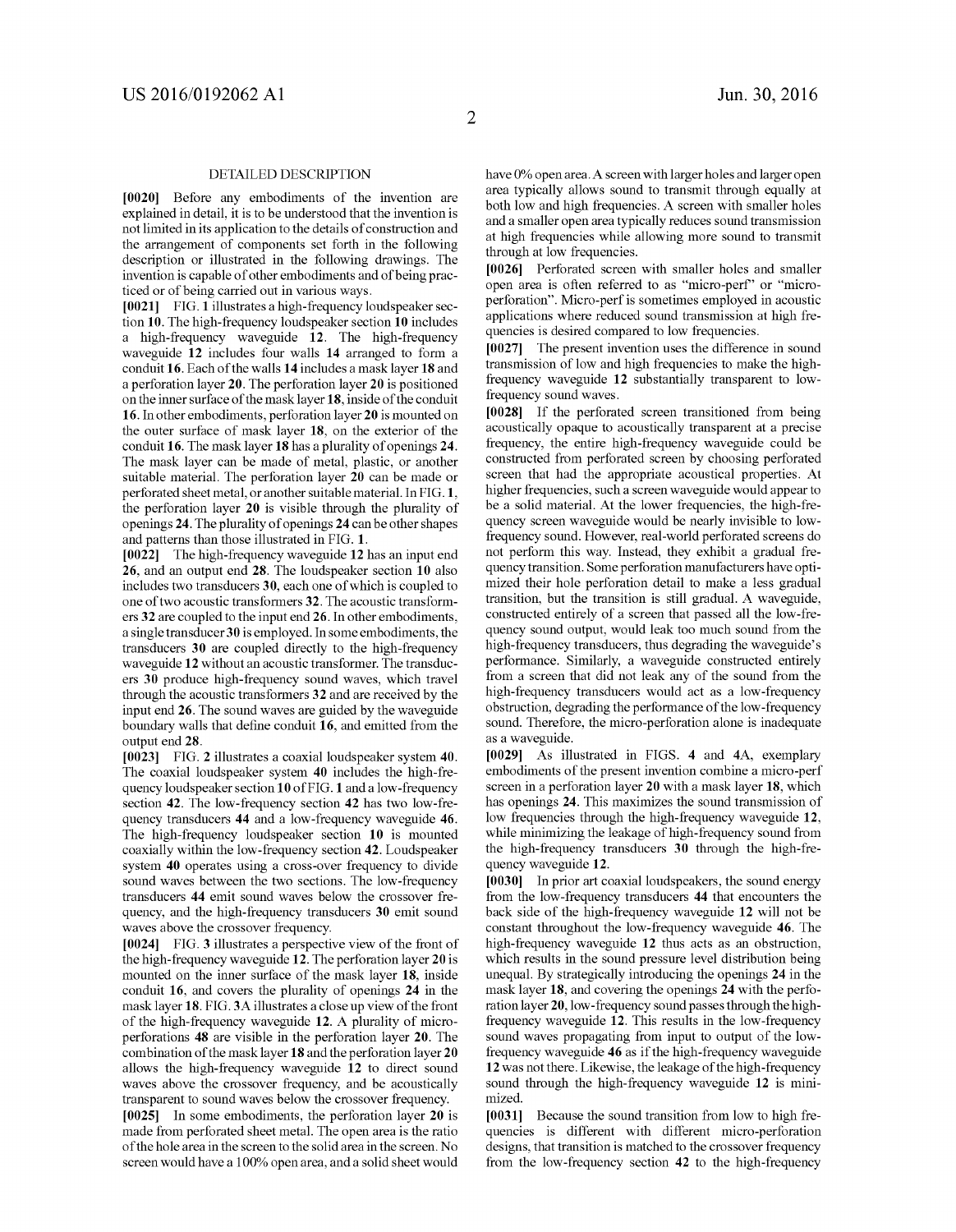## DETAILED DESCRIPTION

**[0020]** Before any embodiments of the invention are explained in detail, it is to be understood that the invention is not limited in its application to the details of construction and the arrangement of components set forth in the following description or illustrated in the following drawings. The invention is capable of other embodiments and of being practiced or of being carried out in various ways.

**[0021]** FIG. **1** illustrates a high-frequency loudspeaker section **10**. The high-frequency loudspeaker section **10** includes a high-frequency waveguide **12**. The high-frequency waveguide **12** includes four walls **14** arranged to form a conduit **16**. Each of the walls **14** includes a mask layer **18** and a perforation layer **20**. The perforation layer **20** is positioned on the inner surface of the mask layer **18**, inside of the conduit **16**. In other embodiments, perforation layer **20** is mounted on the outer surface of mask layer **18**, on the exterior of the conduit **16**. The mask layer **18** has a plurality of openings **24**. The mask layer can be made of metal, plastic, or another suitable material. The perforation layer **20** can be made or perforated sheet metal, or another suitable material. In FIG. **1**, the perforation layer **20** is visible through the plurality of openings **24**. The plurality of openings **24** can be other shapes and patterns than those illustrated in FIG. **1**.

**[0022]** The high-frequency waveguide **12** has an input end **26**, and an output end **28**. The loudspeaker section **10** also includes two transducers **30**, each one of which is coupled to one of two acoustic transformers **32**. The acoustic transformers **32** are coupled to the input end **26**. In other embodiments, a single transducer **30** is employed. In some embodiments, the transducers **30** are coupled directly to the high-frequency waveguide **12** without an acoustic transformer. The transducers **30** produce high-frequency sound waves, which travel through the acoustic transformers **32** and are received by the input end **26**. The sound waves are guided by the waveguide boundary walls that define conduit **16**, and emitted from the output end **28**.

**[0023]** FIG. **2** illustrates a coaxial loudspeaker system **40**. The coaxial loudspeaker system **40** includes the high-frequency loudspeaker section **10** of FIG. **1** and a low-frequency section **42**. The low-frequency section **42** has two low-frequency transducers **44** and a low-frequency waveguide **46**. The high-frequency loudspeaker section **10** is mounted coaxially within the low-frequency section **42**. Loudspeaker system **40** operates using a cross-over frequency to divide sound waves between the two sections. The low-frequency transducers **44** emit sound waves below the crossover frequency, and the high-frequency transducers **30** emit sound waves above the crossover frequency.

**[0024]** FIG. **3** illustrates a perspective view of the front of the high-frequency waveguide **12**. The perforation layer **20** is mounted on the inner surface of the mask layer **18**, inside conduit **16**, and covers the plurality of openings **24** in the mask layer **18**. FIG. **3A** illustrates a close up view of the front of the high-frequency waveguide **12**. A plurality of micro-perforations **48** are visible in the perforation layer **20**. The combination of the mask layer **18** and the perforation layer **20** allows the high-frequency waveguide **12** to direct sound waves above the crossover frequency, and be acoustically transparent to sound waves below the crossover frequency.

**[0025]** In some embodiments, the perforation layer **20** is made from perforated sheet metal. The open area is the ratio of the hole area in the screen to the solid area in the screen. No screen would have a 100% open area, and a solid sheet would have 0% open area. A screen with larger holes and larger open area typically allows sound to transmit through equally at both low and high frequencies. A screen with smaller holes and a smaller open area typically reduces sound transmission at high frequencies while allowing more sound to transmit through at low frequencies.

**[0026]** Perforated screen with smaller holes and smaller open area is often referred to as "micro-perf" or "micro-perforation". Micro-perf is sometimes employed in acoustic applications where reduced sound transmission at high frequencies is desired compared to low frequencies.

**[0027]** The present invention uses the difference in sound transmission of low and high frequencies to make the high-frequency waveguide **12** substantially transparent to low-frequency sound waves.

**[0028]** If the perforated screen transitioned from being acoustically opaque to acoustically transparent at a precise frequency, the entire high-frequency waveguide could be constructed from perforated screen by choosing perforated screen that had the appropriate acoustical properties. At higher frequencies, such a screen waveguide would appear to be a solid material. At the lower frequencies, the high-frequency screen waveguide would be nearly invisible to low-frequency sound. However, real-world perforated screens do not perform this way. Instead, they exhibit a gradual frequency transition. Some perforation manufacturers have optimized their hole perforation detail to make a less gradual transition, but the transition is still gradual. A waveguide, constructed entirely of a screen that passed all the low-frequency sound output, would leak too much sound from the high-frequency transducers, thus degrading the waveguide's performance. Similarly, a waveguide constructed entirely from a screen that did not leak any of the sound from the high-frequency transducers would act as a low-frequency obstruction, degrading the performance of the low-frequency sound. Therefore, the micro-perforation alone is inadequate as a waveguide.

**[0029]** As illustrated in FIGS. **4** and **4A**, exemplary embodiments of the present invention combine a micro-perf screen in a perforation layer **20** with a mask layer **18**, which has openings **24**. This maximizes the sound transmission of low frequencies through the high-frequency waveguide **12**, while minimizing the leakage of high-frequency sound from the high-frequency transducers **30** through the high-frequency waveguide **12**.

**[0030]** In prior art coaxial loudspeakers, the sound energy from the low-frequency transducers **44** that encounters the back side of the high-frequency waveguide **12** will not be constant throughout the low-frequency waveguide **46**. The high-frequency waveguide **12** thus acts as an obstruction, which results in the sound pressure level distribution being unequal. By strategically introducing the openings **24** in the mask layer **18**, and covering the openings **24** with the perforation layer **20**, low-frequency sound passes through the high-frequency waveguide **12**. This results in the low-frequency sound waves propagating from input to output of the low-frequency waveguide **46** as if the high-frequency waveguide **12** was not there. Likewise, the leakage of the high-frequency sound through the high-frequency waveguide **12** is minimized.

**[0031]** Because the sound transition from low to high frequencies is different with different micro-perforation designs, that transition is matched to the crossover frequency from the low-frequency section **42** to the high-frequency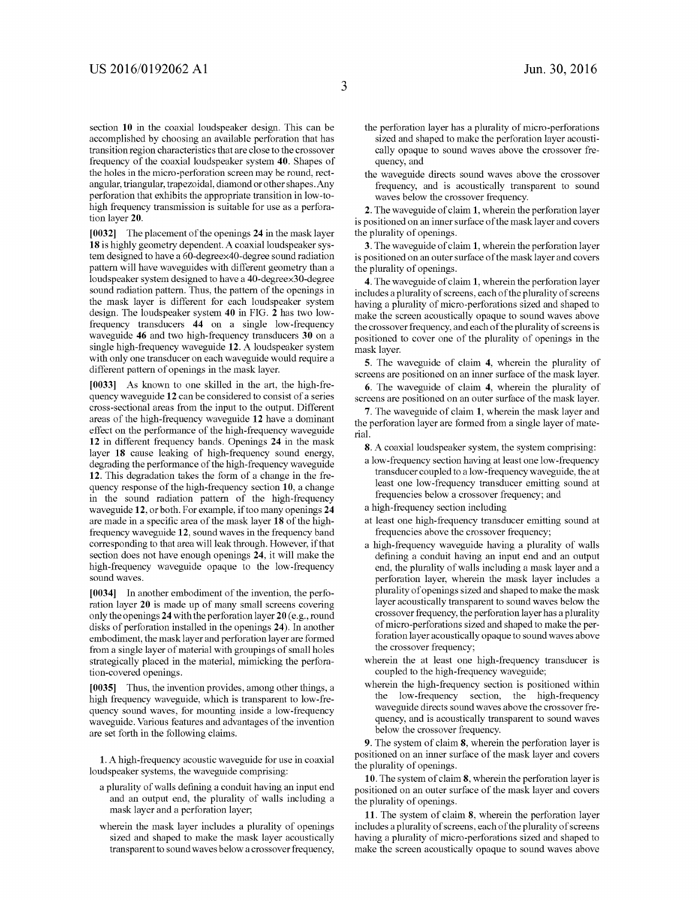section 10 in the coaxial loudspeaker design. This can be accomplished by choosing an available perforation that has transition region characteristics that are close to the crossover frequency of the coaxial loudspeaker system 40. Shapes of the holes in the micro-perforation screen may be round, rectangular, triangular, trapezoidal, diamond or other shapes. Any perforation that exhibits the appropriate transition in low-to-high frequency transmission is suitable for use as a perforation layer 20.

[0032] The placement of the openings 24 in the mask layer 18 is highly geometry dependent. A coaxial loudspeaker system designed to have a 60-degree×40-degree sound radiation pattern will have waveguides with different geometry than a loudspeaker system designed to have a 40-degree×30-degree sound radiation pattern. Thus, the pattern of the openings in the mask layer is different for each loudspeaker system design. The loudspeaker system 40 in FIG. 2 has two low-frequency transducers 44 on a single low-frequency waveguide 46 and two high-frequency transducers 30 on a single high-frequency waveguide 12. A loudspeaker system with only one transducer on each waveguide would require a different pattern of openings in the mask layer.

[0033] As known to one skilled in the art, the high-frequency waveguide 12 can be considered to consist of a series cross-sectional areas from the input to the output. Different areas of the high-frequency waveguide 12 have a dominant effect on the performance of the high-frequency waveguide 12 in different frequency bands. Openings 24 in the mask layer 18 cause leaking of high-frequency sound energy, degrading the performance of the high-frequency waveguide 12. This degradation takes the form of a change in the frequency response of the high-frequency section 10, a change in the sound radiation pattern of the high-frequency waveguide 12, or both. For example, if too many openings 24 are made in a specific area of the mask layer 18 of the high-frequency waveguide 12, sound waves in the frequency band corresponding to that area will leak through. However, if that section does not have enough openings 24, it will make the high-frequency waveguide opaque to the low-frequency sound waves.

[0034] In another embodiment of the invention, the perforation layer 20 is made up of many small screens covering only the openings 24 with the perforation layer 20 (e.g., round disks of perforation installed in the openings 24). In another embodiment, the mask layer and perforation layer are formed from a single layer of material with groupings of small holes strategically placed in the material, mimicking the perforation-covered openings.

[0035] Thus, the invention provides, among other things, a high frequency waveguide, which is transparent to low-frequency sound waves, for mounting inside a low-frequency waveguide. Various features and advantages of the invention are set forth in the following claims.

1. A high-frequency acoustic waveguide for use in coaxial loudspeaker systems, the waveguide comprising:
   - a plurality of walls defining a conduit having an input end and an output end, the plurality of walls including a mask layer and a perforation layer;
   - wherein the mask layer includes a plurality of openings sized and shaped to make the mask layer acoustically transparent to sound waves below a crossover frequency, the perforation layer has a plurality of micro-perforations sized and shaped to make the perforation layer acoustically opaque to sound waves above the crossover frequency, and
   - the waveguide directs sound waves above the crossover frequency, and is acoustically transparent to sound waves below the crossover frequency.

2. The waveguide of claim 1, wherein the perforation layer is positioned on an inner surface of the mask layer and covers the plurality of openings.

3. The waveguide of claim 1, wherein the perforation layer is positioned on an outer surface of the mask layer and covers the plurality of openings.

4. The waveguide of claim 1, wherein the perforation layer includes a plurality of screens, each of the plurality of screens having a plurality of micro-perforations sized and shaped to make the screen acoustically opaque to sound waves above the crossover frequency, and each of the plurality of screens is positioned to cover one of the plurality of openings in the mask layer.

5. The waveguide of claim 4, wherein the plurality of screens are positioned on an inner surface of the mask layer.

6. The waveguide of claim 4, wherein the plurality of screens are positioned on an outer surface of the mask layer.

7. The waveguide of claim 1, wherein the mask layer and the perforation layer are formed from a single layer of material.

8. A coaxial loudspeaker system, the system comprising:
   - a low-frequency section having at least one low-frequency transducer coupled to a low-frequency waveguide, the at least one low-frequency transducer emitting sound at frequencies below a crossover frequency; and
   - a high-frequency section including
   - at least one high-frequency transducer emitting sound at frequencies above the crossover frequency;
   - a high-frequency waveguide having a plurality of walls defining a conduit having an input end and an output end, the plurality of walls including a mask layer and a perforation layer, wherein the mask layer includes a plurality of openings sized and shaped to make the mask layer acoustically transparent to sound waves below the crossover frequency, the perforation layer has a plurality of micro-perforations sized and shaped to make the perforation layer acoustically opaque to sound waves above the crossover frequency;
   - wherein the at least one high-frequency transducer is coupled to the high-frequency waveguide;
   - wherein the high-frequency section is positioned within the low-frequency section, the high-frequency waveguide directs sound waves above the crossover frequency, and is acoustically transparent to sound waves below the crossover frequency.

9. The system of claim 8, wherein the perforation layer is positioned on an inner surface of the mask layer and covers the plurality of openings.

10. The system of claim 8, wherein the perforation layer is positioned on an outer surface of the mask layer and covers the plurality of openings.

11. The system of claim 8, wherein the perforation layer includes a plurality of screens, each of the plurality of screens having a plurality of micro-perforations sized and shaped to make the screen acoustically opaque to sound waves above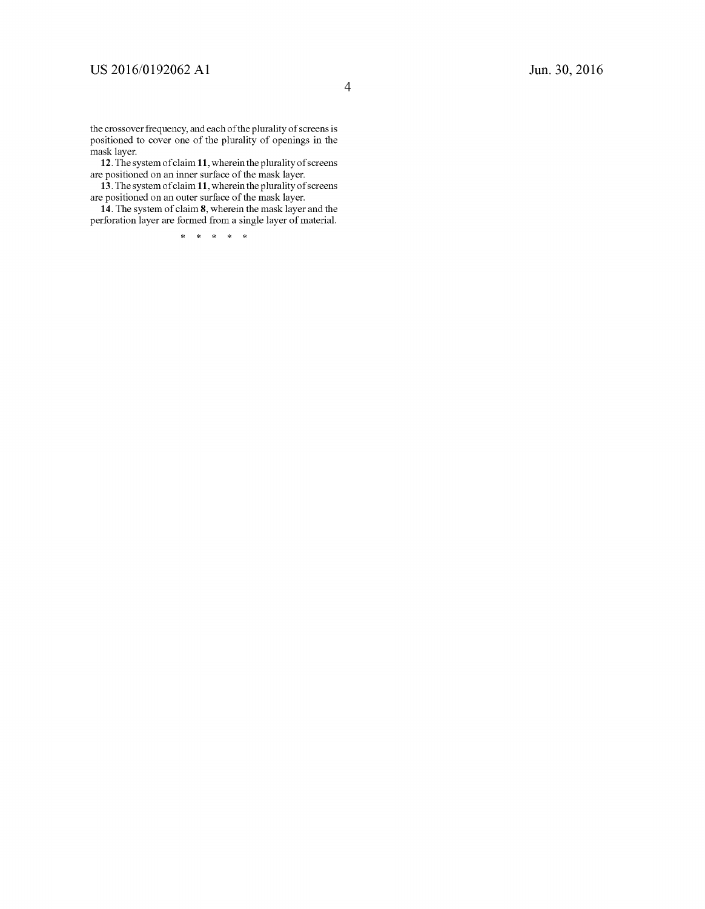the crossover frequency, and each of the plurality of screens is positioned to cover one of the plurality of openings in the mask layer.

**12**. The system of claim **11**, wherein the plurality of screens are positioned on an inner surface of the mask layer.

**13**. The system of claim **11**, wherein the plurality of screens are positioned on an outer surface of the mask layer.

**14**. The system of claim **8**, wherein the mask layer and the perforation layer are formed from a single layer of material.

\* \* \* \* \*